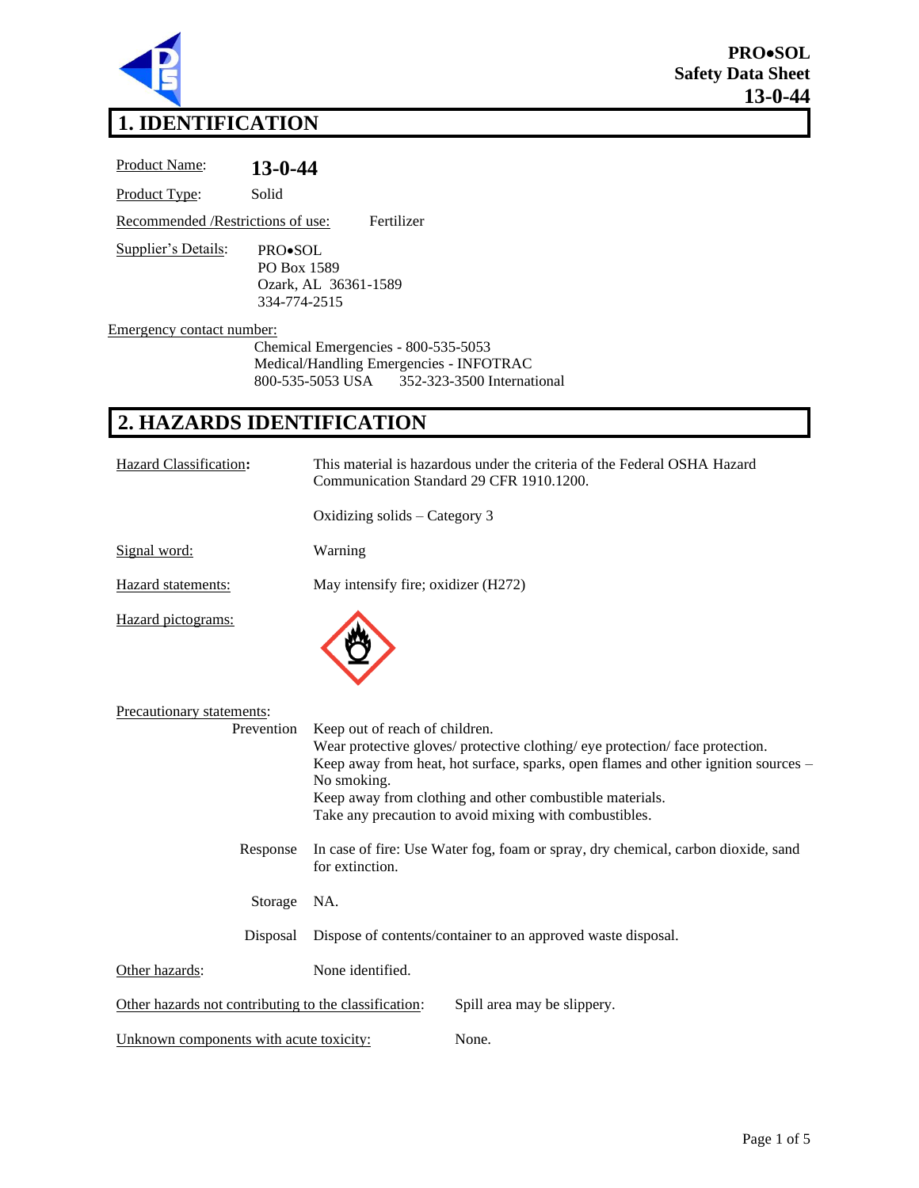**PRO•SOL**
**Safety Data Sheet**
**13-0-44**

# 1. IDENTIFICATION

Product Name: **13-0-44**

Product Type: Solid

Recommended /Restrictions of use: Fertilizer

Supplier's Details:
PRO•SOL
PO Box 1589
Ozark, AL 36361-1589
334-774-2515

Emergency contact number:
Chemical Emergencies - 800-535-5053
Medical/Handling Emergencies - INFOTRAC
800-535-5053 USA     352-323-3500 International

# 2. HAZARDS IDENTIFICATION

Hazard Classification: This material is hazardous under the criteria of the Federal OSHA Hazard Communication Standard 29 CFR 1910.1200.

Oxidizing solids – Category 3

Signal word: Warning

Hazard statements: May intensify fire; oxidizer (H272)

Hazard pictograms:

Precautionary statements:

Prevention
Keep out of reach of children.
Wear protective gloves/ protective clothing/ eye protection/ face protection.
Keep away from heat, hot surface, sparks, open flames and other ignition sources – No smoking.
Keep away from clothing and other combustible materials.
Take any precaution to avoid mixing with combustibles.

Response
In case of fire: Use Water fog, foam or spray, dry chemical, carbon dioxide, sand for extinction.

Storage
NA.

Disposal
Dispose of contents/container to an approved waste disposal.

Other hazards: None identified.

Other hazards not contributing to the classification: Spill area may be slippery.

Unknown components with acute toxicity: None.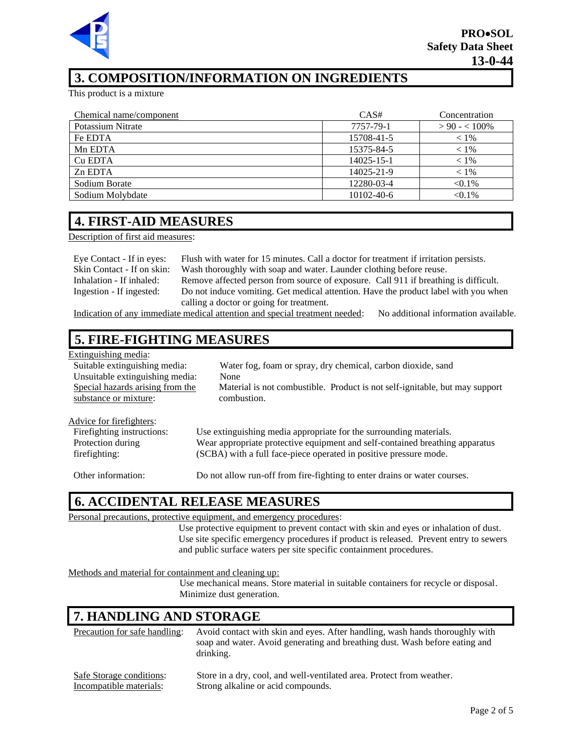## 3. COMPOSITION/INFORMATION ON INGREDIENTS

This product is a mixture

| Chemical name/component | CAS# | Concentration |
|---|---|---|
| Potassium Nitrate | 7757-79-1 | > 90 - < 100% |
| Fe EDTA | 15708-41-5 | < 1% |
| Mn EDTA | 15375-84-5 | < 1% |
| Cu EDTA | 14025-15-1 | < 1% |
| Zn EDTA | 14025-21-9 | < 1% |
| Sodium Borate | 12280-03-4 | <0.1% |
| Sodium Molybdate | 10102-40-6 | <0.1% |

## 4. FIRST-AID MEASURES

Description of first aid measures:

Eye Contact - If in eyes: Flush with water for 15 minutes. Call a doctor for treatment if irritation persists.
Skin Contact - If on skin: Wash thoroughly with soap and water. Launder clothing before reuse.
Inhalation - If inhaled: Remove affected person from source of exposure. Call 911 if breathing is difficult.
Ingestion - If ingested: Do not induce vomiting. Get medical attention. Have the product label with you when calling a doctor or going for treatment.

Indication of any immediate medical attention and special treatment needed: No additional information available.

## 5. FIRE-FIGHTING MEASURES

Extinguishing media:

Suitable extinguishing media: Water fog, foam or spray, dry chemical, carbon dioxide, sand
Unsuitable extinguishing media: None
Special hazards arising from the substance or mixture: Material is not combustible. Product is not self-ignitable, but may support combustion.

Advice for firefighters:

Firefighting instructions: Use extinguishing media appropriate for the surrounding materials.
Protection during firefighting: Wear appropriate protective equipment and self-contained breathing apparatus (SCBA) with a full face-piece operated in positive pressure mode.

Other information: Do not allow run-off from fire-fighting to enter drains or water courses.

## 6. ACCIDENTAL RELEASE MEASURES

Personal precautions, protective equipment, and emergency procedures:

Use protective equipment to prevent contact with skin and eyes or inhalation of dust. Use site specific emergency procedures if product is released. Prevent entry to sewers and public surface waters per site specific containment procedures.

Methods and material for containment and cleaning up:

Use mechanical means. Store material in suitable containers for recycle or disposal. Minimize dust generation.

## 7. HANDLING AND STORAGE

Precaution for safe handling: Avoid contact with skin and eyes. After handling, wash hands thoroughly with soap and water. Avoid generating and breathing dust. Wash before eating and drinking.

Safe Storage conditions: Store in a dry, cool, and well-ventilated area. Protect from weather.
Incompatible materials: Strong alkaline or acid compounds.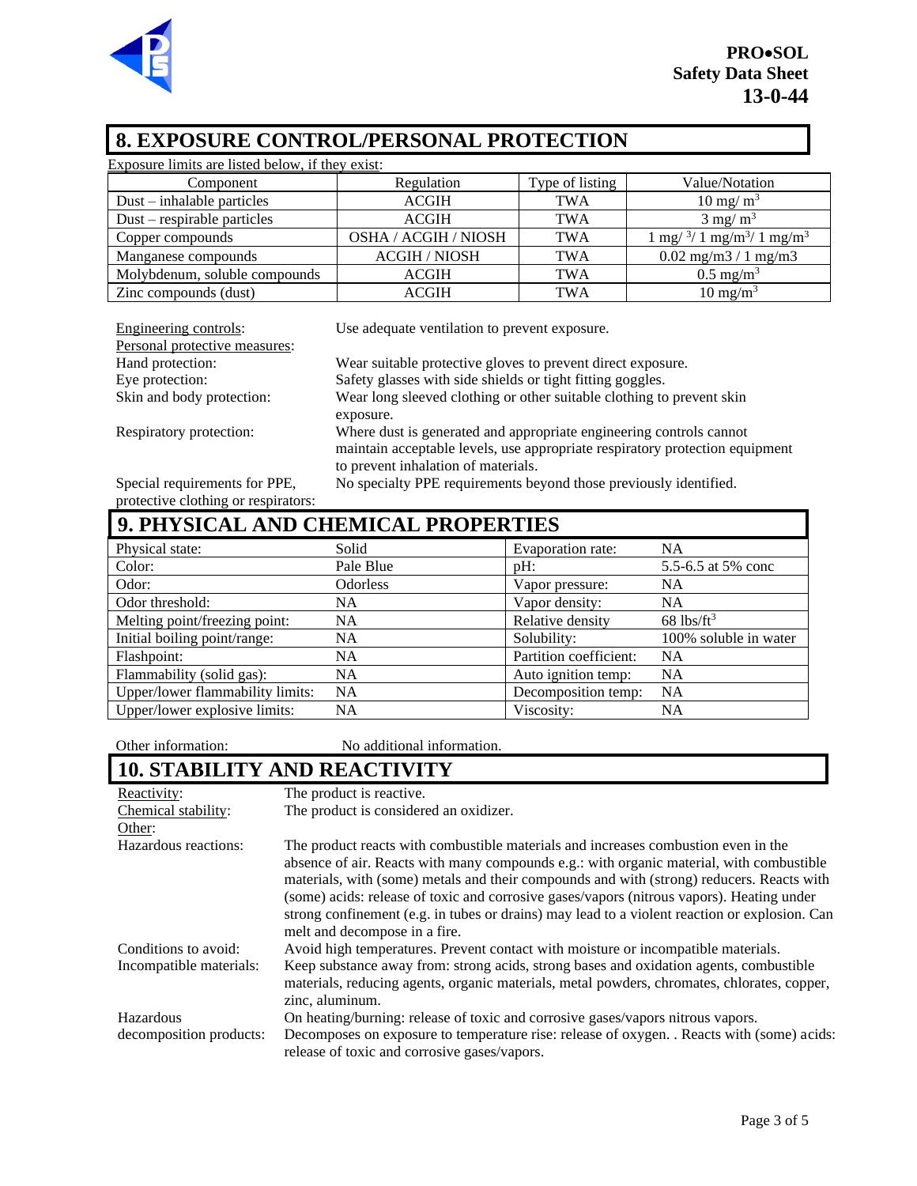## 8. EXPOSURE CONTROL/PERSONAL PROTECTION

Exposure limits are listed below, if they exist:

| Component | Regulation | Type of listing | Value/Notation |
|---|---|---|---|
| Dust – inhalable particles | ACGIH | TWA | 10 mg/ $m^3$ |
| Dust – respirable particles | ACGIH | TWA | 3 mg/ $m^3$ |
| Copper compounds | OSHA / ACGIH / NIOSH | TWA | 1 mg/ $^3$/ 1 mg/$m^3$/ 1 mg/$m^3$ |
| Manganese compounds | ACGIH / NIOSH | TWA | 0.02 mg/m3 / 1 mg/m3 |
| Molybdenum, soluble compounds | ACGIH | TWA | 0.5 mg/$m^3$ |
| Zinc compounds (dust) | ACGIH | TWA | 10 mg/$m^3$ |

Engineering controls: Use adequate ventilation to prevent exposure.

Personal protective measures:

Hand protection: Wear suitable protective gloves to prevent direct exposure.

Eye protection: Safety glasses with side shields or tight fitting goggles.

Skin and body protection: Wear long sleeved clothing or other suitable clothing to prevent skin exposure.

Respiratory protection: Where dust is generated and appropriate engineering controls cannot maintain acceptable levels, use appropriate respiratory protection equipment to prevent inhalation of materials.

Special requirements for PPE, protective clothing or respirators: No specialty PPE requirements beyond those previously identified.

## 9. PHYSICAL AND CHEMICAL PROPERTIES

| | | | |
|---|---|---|---|
| Physical state: | Solid | Evaporation rate: | NA |
| Color: | Pale Blue | pH: | 5.5-6.5 at 5% conc |
| Odor: | Odorless | Vapor pressure: | NA |
| Odor threshold: | NA | Vapor density: | NA |
| Melting point/freezing point: | NA | Relative density | 68 lbs/$ft^3$ |
| Initial boiling point/range: | NA | Solubility: | 100% soluble in water |
| Flashpoint: | NA | Partition coefficient: | NA |
| Flammability (solid gas): | NA | Auto ignition temp: | NA |
| Upper/lower flammability limits: | NA | Decomposition temp: | NA |
| Upper/lower explosive limits: | NA | Viscosity: | NA |

Other information: No additional information.

## 10. STABILITY AND REACTIVITY

Reactivity: The product is reactive.

Chemical stability: The product is considered an oxidizer.

Other:

Hazardous reactions: The product reacts with combustible materials and increases combustion even in the absence of air. Reacts with many compounds e.g.: with organic material, with combustible materials, with (some) metals and their compounds and with (strong) reducers. Reacts with (some) acids: release of toxic and corrosive gases/vapors (nitrous vapors). Heating under strong confinement (e.g. in tubes or drains) may lead to a violent reaction or explosion. Can melt and decompose in a fire.

Conditions to avoid: Avoid high temperatures. Prevent contact with moisture or incompatible materials.

Incompatible materials: Keep substance away from: strong acids, strong bases and oxidation agents, combustible materials, reducing agents, organic materials, metal powders, chromates, chlorates, copper, zinc, aluminum.

Hazardous decomposition products: On heating/burning: release of toxic and corrosive gases/vapors nitrous vapors. Decomposes on exposure to temperature rise: release of oxygen. . Reacts with (some) acids: release of toxic and corrosive gases/vapors.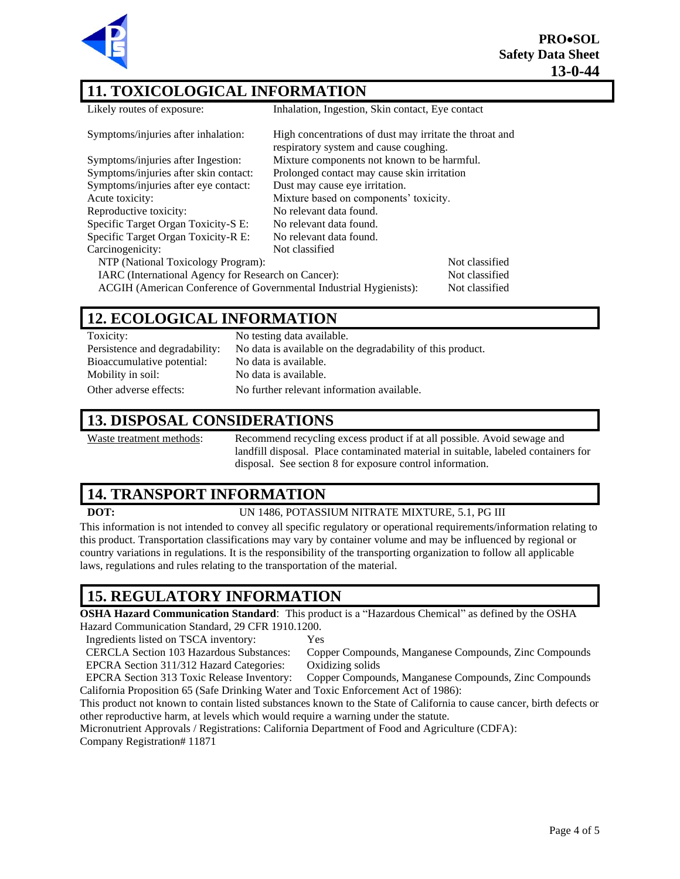## 11. TOXICOLOGICAL INFORMATION

| | |
|---|---|
| Likely routes of exposure: | Inhalation, Ingestion, Skin contact, Eye contact |
| Symptoms/injuries after inhalation: | High concentrations of dust may irritate the throat and respiratory system and cause coughing. |
| Symptoms/injuries after Ingestion: | Mixture components not known to be harmful. |
| Symptoms/injuries after skin contact: | Prolonged contact may cause skin irritation |
| Symptoms/injuries after eye contact: | Dust may cause eye irritation. |
| Acute toxicity: | Mixture based on components' toxicity. |
| Reproductive toxicity: | No relevant data found. |
| Specific Target Organ Toxicity-S E: | No relevant data found. |
| Specific Target Organ Toxicity-R E: | No relevant data found. |
| Carcinogenicity: | Not classified |

| | |
|---|---|
| NTP (National Toxicology Program): | Not classified |
| IARC (International Agency for Research on Cancer): | Not classified |
| ACGIH (American Conference of Governmental Industrial Hygienists): | Not classified |

## 12. ECOLOGICAL INFORMATION

| | |
|---|---|
| Toxicity: | No testing data available. |
| Persistence and degradability: | No data is available on the degradability of this product. |
| Bioaccumulative potential: | No data is available. |
| Mobility in soil: | No data is available. |
| Other adverse effects: | No further relevant information available. |

## 13. DISPOSAL CONSIDERATIONS

Waste treatment methods: Recommend recycling excess product if at all possible. Avoid sewage and landfill disposal. Place contaminated material in suitable, labeled containers for disposal. See section 8 for exposure control information.

## 14. TRANSPORT INFORMATION

**DOT:** UN 1486, POTASSIUM NITRATE MIXTURE, 5.1, PG III

This information is not intended to convey all specific regulatory or operational requirements/information relating to this product. Transportation classifications may vary by container volume and may be influenced by regional or country variations in regulations. It is the responsibility of the transporting organization to follow all applicable laws, regulations and rules relating to the transportation of the material.

## 15. REGULATORY INFORMATION

**OSHA Hazard Communication Standard**: This product is a "Hazardous Chemical" as defined by the OSHA Hazard Communication Standard, 29 CFR 1910.1200.

| | |
|---|---|
| Ingredients listed on TSCA inventory: | Yes |
| CERCLA Section 103 Hazardous Substances: | Copper Compounds, Manganese Compounds, Zinc Compounds |
| EPCRA Section 311/312 Hazard Categories: | Oxidizing solids |
| EPCRA Section 313 Toxic Release Inventory: | Copper Compounds, Manganese Compounds, Zinc Compounds |

California Proposition 65 (Safe Drinking Water and Toxic Enforcement Act of 1986):

This product not known to contain listed substances known to the State of California to cause cancer, birth defects or other reproductive harm, at levels which would require a warning under the statute.

Micronutrient Approvals / Registrations: California Department of Food and Agriculture (CDFA): Company Registration# 11871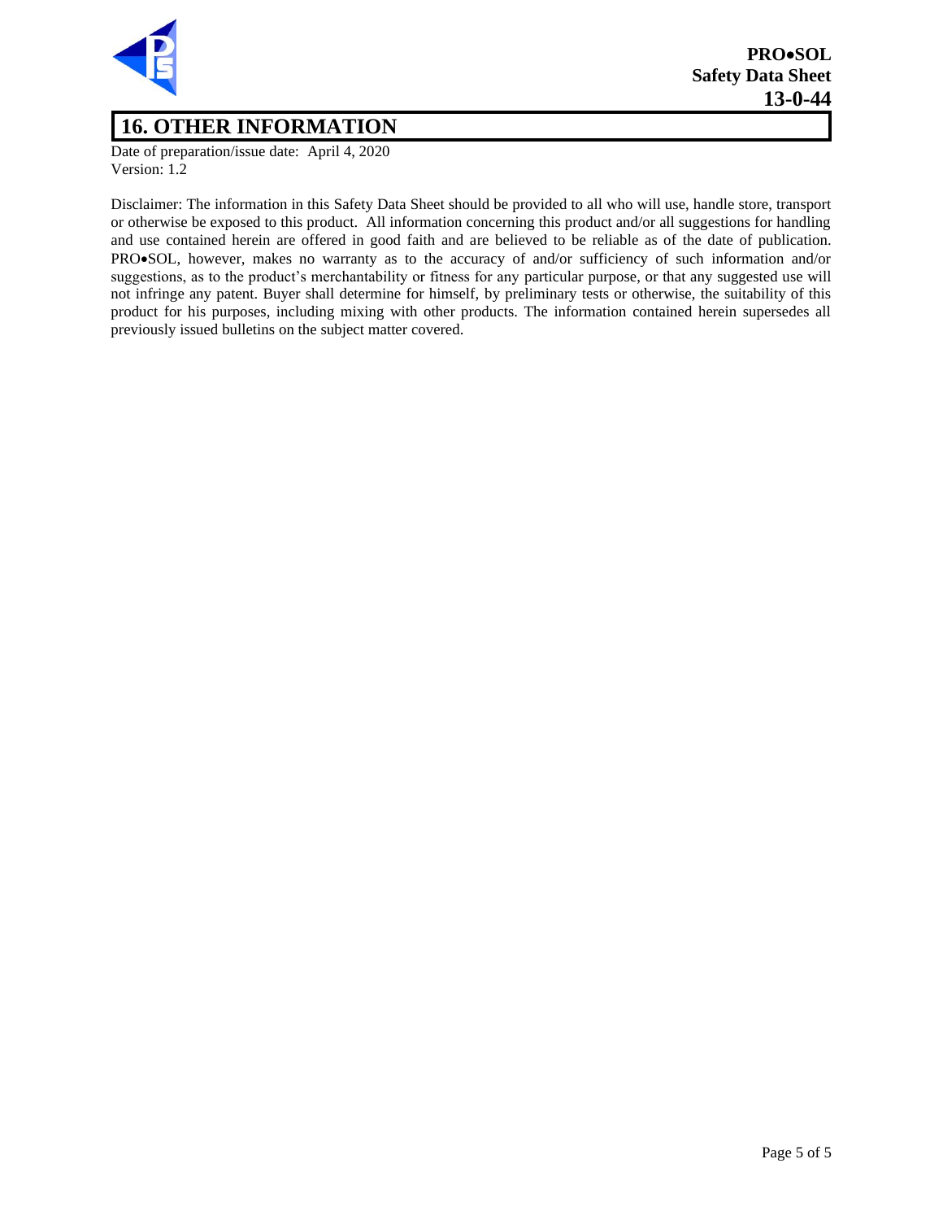## 16. OTHER INFORMATION

Date of preparation/issue date: April 4, 2020
Version: 1.2

Disclaimer: The information in this Safety Data Sheet should be provided to all who will use, handle store, transport or otherwise be exposed to this product. All information concerning this product and/or all suggestions for handling and use contained herein are offered in good faith and are believed to be reliable as of the date of publication. PRO•SOL, however, makes no warranty as to the accuracy of and/or sufficiency of such information and/or suggestions, as to the product's merchantability or fitness for any particular purpose, or that any suggested use will not infringe any patent. Buyer shall determine for himself, by preliminary tests or otherwise, the suitability of this product for his purposes, including mixing with other products. The information contained herein supersedes all previously issued bulletins on the subject matter covered.